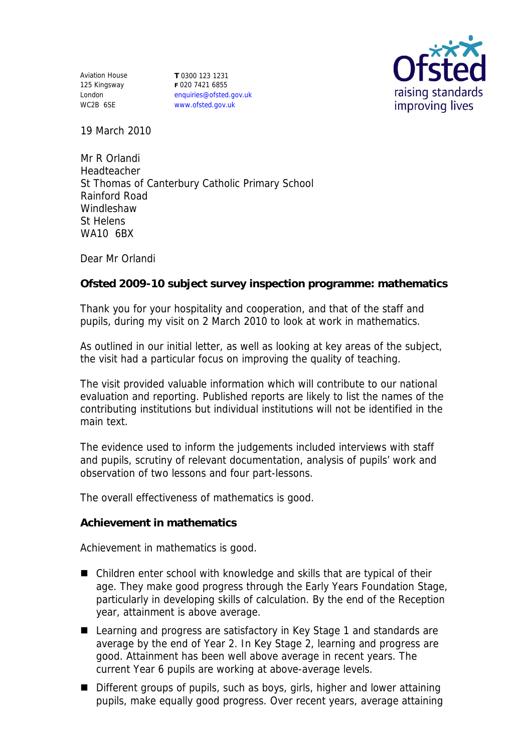Aviation House
125 Kingsway
London
WC2B 6SE

**T** 0300 123 1231
**F** 020 7421 6855
enquiries@ofsted.gov.uk
www.ofsted.gov.uk

19 March 2010

Mr R Orlandi
Headteacher
St Thomas of Canterbury Catholic Primary School
Rainford Road
Windleshaw
St Helens
WA10 6BX

Dear Mr Orlandi

**Ofsted 2009-10 subject survey inspection programme: mathematics**

Thank you for your hospitality and cooperation, and that of the staff and pupils, during my visit on 2 March 2010 to look at work in mathematics.

As outlined in our initial letter, as well as looking at key areas of the subject, the visit had a particular focus on improving the quality of teaching.

The visit provided valuable information which will contribute to our national evaluation and reporting. Published reports are likely to list the names of the contributing institutions but individual institutions will not be identified in the main text.

The evidence used to inform the judgements included interviews with staff and pupils, scrutiny of relevant documentation, analysis of pupils' work and observation of two lessons and four part-lessons.

The overall effectiveness of mathematics is good.

**Achievement in mathematics**

Achievement in mathematics is good.

- Children enter school with knowledge and skills that are typical of their age. They make good progress through the Early Years Foundation Stage, particularly in developing skills of calculation. By the end of the Reception year, attainment is above average.
- Learning and progress are satisfactory in Key Stage 1 and standards are average by the end of Year 2. In Key Stage 2, learning and progress are good. Attainment has been well above average in recent years. The current Year 6 pupils are working at above-average levels.
- Different groups of pupils, such as boys, girls, higher and lower attaining pupils, make equally good progress. Over recent years, average attaining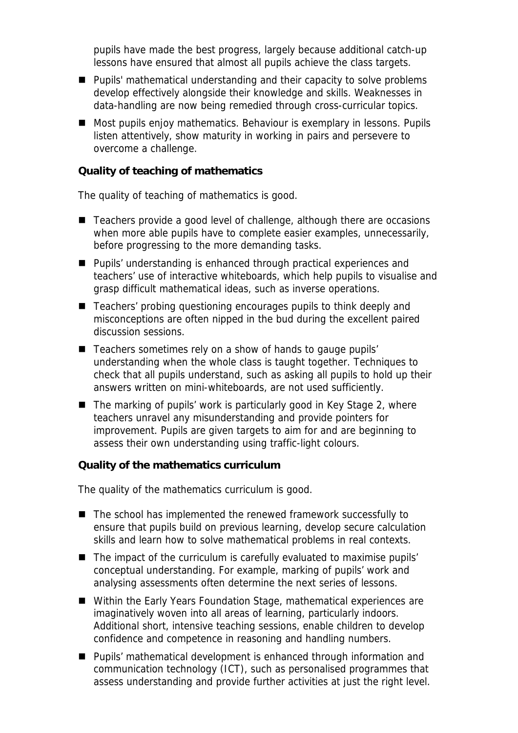pupils have made the best progress, largely because additional catch-up lessons have ensured that almost all pupils achieve the class targets.

- Pupils' mathematical understanding and their capacity to solve problems develop effectively alongside their knowledge and skills. Weaknesses in data-handling are now being remedied through cross-curricular topics.
- Most pupils enjoy mathematics. Behaviour is exemplary in lessons. Pupils listen attentively, show maturity in working in pairs and persevere to overcome a challenge.

**Quality of teaching of mathematics**

The quality of teaching of mathematics is good.

- Teachers provide a good level of challenge, although there are occasions when more able pupils have to complete easier examples, unnecessarily, before progressing to the more demanding tasks.
- Pupils' understanding is enhanced through practical experiences and teachers' use of interactive whiteboards, which help pupils to visualise and grasp difficult mathematical ideas, such as inverse operations.
- Teachers' probing questioning encourages pupils to think deeply and misconceptions are often nipped in the bud during the excellent paired discussion sessions.
- Teachers sometimes rely on a show of hands to gauge pupils' understanding when the whole class is taught together. Techniques to check that all pupils understand, such as asking all pupils to hold up their answers written on mini-whiteboards, are not used sufficiently.
- The marking of pupils' work is particularly good in Key Stage 2, where teachers unravel any misunderstanding and provide pointers for improvement. Pupils are given targets to aim for and are beginning to assess their own understanding using traffic-light colours.

**Quality of the mathematics curriculum**

The quality of the mathematics curriculum is good.

- The school has implemented the renewed framework successfully to ensure that pupils build on previous learning, develop secure calculation skills and learn how to solve mathematical problems in real contexts.
- The impact of the curriculum is carefully evaluated to maximise pupils' conceptual understanding. For example, marking of pupils' work and analysing assessments often determine the next series of lessons.
- Within the Early Years Foundation Stage, mathematical experiences are imaginatively woven into all areas of learning, particularly indoors. Additional short, intensive teaching sessions, enable children to develop confidence and competence in reasoning and handling numbers.
- Pupils' mathematical development is enhanced through information and communication technology (ICT), such as personalised programmes that assess understanding and provide further activities at just the right level.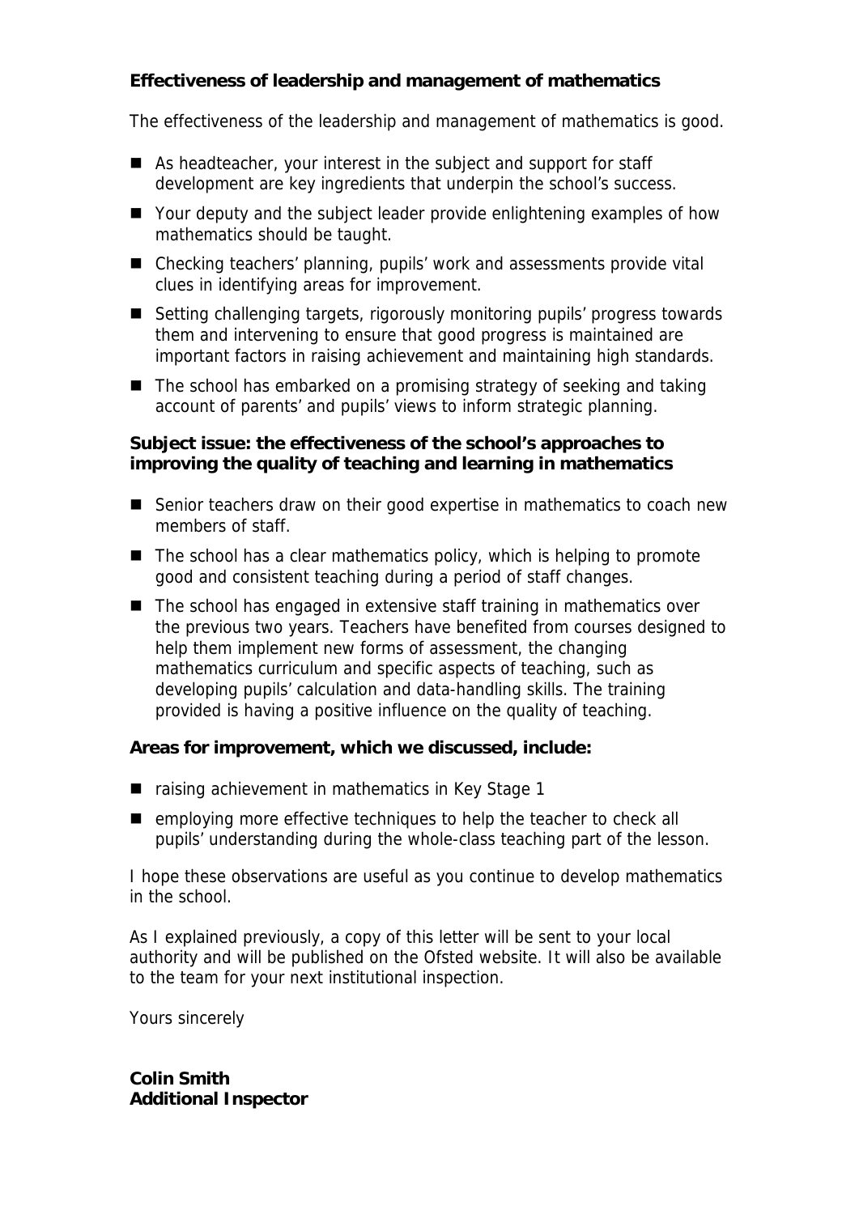**Effectiveness of leadership and management of mathematics**

The effectiveness of the leadership and management of mathematics is good.

- As headteacher, your interest in the subject and support for staff development are key ingredients that underpin the school's success.
- Your deputy and the subject leader provide enlightening examples of how mathematics should be taught.
- Checking teachers' planning, pupils' work and assessments provide vital clues in identifying areas for improvement.
- Setting challenging targets, rigorously monitoring pupils' progress towards them and intervening to ensure that good progress is maintained are important factors in raising achievement and maintaining high standards.
- The school has embarked on a promising strategy of seeking and taking account of parents' and pupils' views to inform strategic planning.

**Subject issue: the effectiveness of the school's approaches to improving the quality of teaching and learning in mathematics**

- Senior teachers draw on their good expertise in mathematics to coach new members of staff.
- The school has a clear mathematics policy, which is helping to promote good and consistent teaching during a period of staff changes.
- The school has engaged in extensive staff training in mathematics over the previous two years. Teachers have benefited from courses designed to help them implement new forms of assessment, the changing mathematics curriculum and specific aspects of teaching, such as developing pupils' calculation and data-handling skills. The training provided is having a positive influence on the quality of teaching.

**Areas for improvement, which we discussed, include:**

- raising achievement in mathematics in Key Stage 1
- employing more effective techniques to help the teacher to check all pupils' understanding during the whole-class teaching part of the lesson.

I hope these observations are useful as you continue to develop mathematics in the school.

As I explained previously, a copy of this letter will be sent to your local authority and will be published on the Ofsted website. It will also be available to the team for your next institutional inspection.

Yours sincerely

**Colin Smith**
**Additional Inspector**